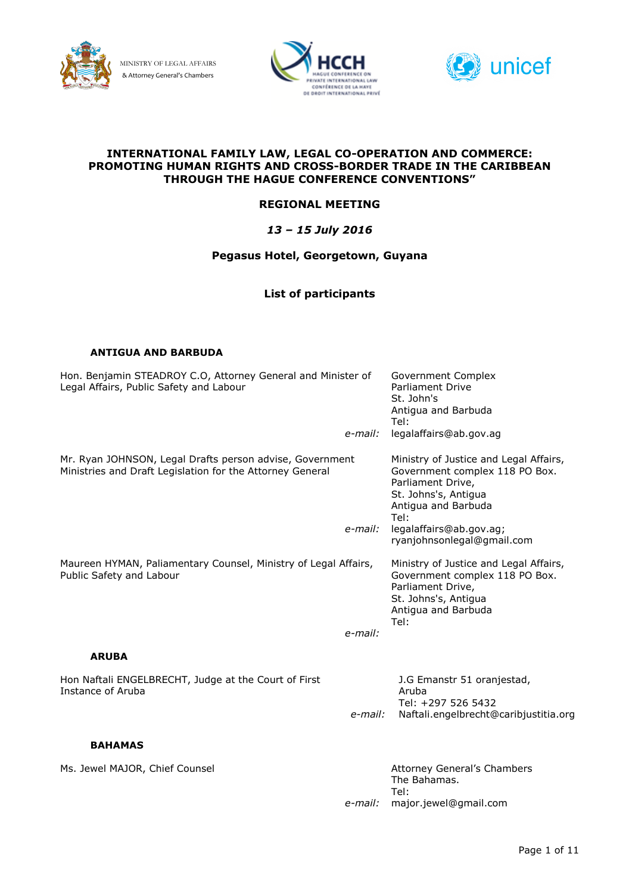MINISTRY OF LEGAL AFFAIRS
& Attorney General's Chambers

# INTERNATIONAL FAMILY LAW, LEGAL CO-OPERATION AND COMMERCE: PROMOTING HUMAN RIGHTS AND CROSS-BORDER TRADE IN THE CARIBBEAN THROUGH THE HAGUE CONFERENCE CONVENTIONS"

## REGIONAL MEETING

***13 – 15 July 2016***

**Pegasus Hotel, Georgetown, Guyana**

## List of participants

### ANTIGUA AND BARBUDA

Hon. Benjamin STEADROY C.O, Attorney General and Minister of Legal Affairs, Public Safety and Labour

Government Complex
Parliament Drive
St. John's
Antigua and Barbuda
Tel:
*e-mail:* legalaffairs@ab.gov.ag

Mr. Ryan JOHNSON, Legal Drafts person advise, Government Ministries and Draft Legislation for the Attorney General

Ministry of Justice and Legal Affairs,
Government complex 118 PO Box.
Parliament Drive,
St. Johns's, Antigua
Antigua and Barbuda
Tel:
*e-mail:* legalaffairs@ab.gov.ag; ryanjohnsonlegal@gmail.com

Maureen HYMAN, Paliamentary Counsel, Ministry of Legal Affairs, Public Safety and Labour

Ministry of Justice and Legal Affairs,
Government complex 118 PO Box.
Parliament Drive,
St. Johns's, Antigua
Antigua and Barbuda
Tel:
*e-mail:*

### ARUBA

Hon Naftali ENGELBRECHT, Judge at the Court of First Instance of Aruba

J.G Emanstr 51 oranjestad,
Aruba
Tel: +297 526 5432
*e-mail:* Naftali.engelbrecht@caribjustitia.org

### BAHAMAS

Ms. Jewel MAJOR, Chief Counsel

Attorney General's Chambers
The Bahamas.
Tel:
*e-mail:* major.jewel@gmail.com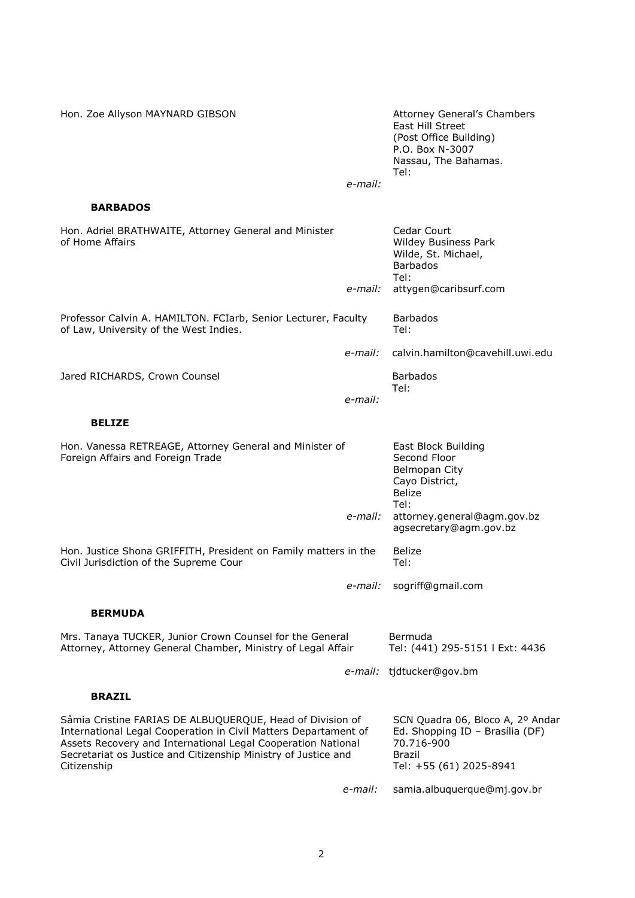Hon. Zoe Allyson MAYNARD GIBSON

Attorney General's Chambers
East Hill Street
(Post Office Building)
P.O. Box N-3007
Nassau, The Bahamas.
Tel:

*e-mail:*

**BARBADOS**

Hon. Adriel BRATHWAITE, Attorney General and Minister of Home Affairs

Cedar Court
Wildey Business Park
Wilde, St. Michael,
Barbados
Tel:

*e-mail:* attygen@caribsurf.com

Professor Calvin A. HAMILTON. FCIarb, Senior Lecturer, Faculty of Law, University of the West Indies.

Barbados
Tel:

*e-mail:* calvin.hamilton@cavehill.uwi.edu

Jared RICHARDS, Crown Counsel

Barbados
Tel:

*e-mail:*

**BELIZE**

Hon. Vanessa RETREAGE, Attorney General and Minister of Foreign Affairs and Foreign Trade

East Block Building
Second Floor
Belmopan City
Cayo District,
Belize
Tel:

*e-mail:* attorney.general@agm.gov.bz
agsecretary@agm.gov.bz

Hon. Justice Shona GRIFFITH, President on Family matters in the Civil Jurisdiction of the Supreme Cour

Belize
Tel:

*e-mail:* sogriff@gmail.com

**BERMUDA**

Mrs. Tanaya TUCKER, Junior Crown Counsel for the General Attorney, Attorney General Chamber, Ministry of Legal Affair

Bermuda
Tel: (441) 295-5151 l Ext: 4436

*e-mail:* tjdtucker@gov.bm

**BRAZIL**

Sâmia Cristine FARIAS DE ALBUQUERQUE, Head of Division of International Legal Cooperation in Civil Matters Departament of Assets Recovery and International Legal Cooperation National Secretariat os Justice and Citizenship Ministry of Justice and Citizenship

SCN Quadra 06, Bloco A, 2º Andar
Ed. Shopping ID – Brasília (DF)
70.716-900
Brazil
Tel: +55 (61) 2025-8941

*e-mail:* samia.albuquerque@mj.gov.br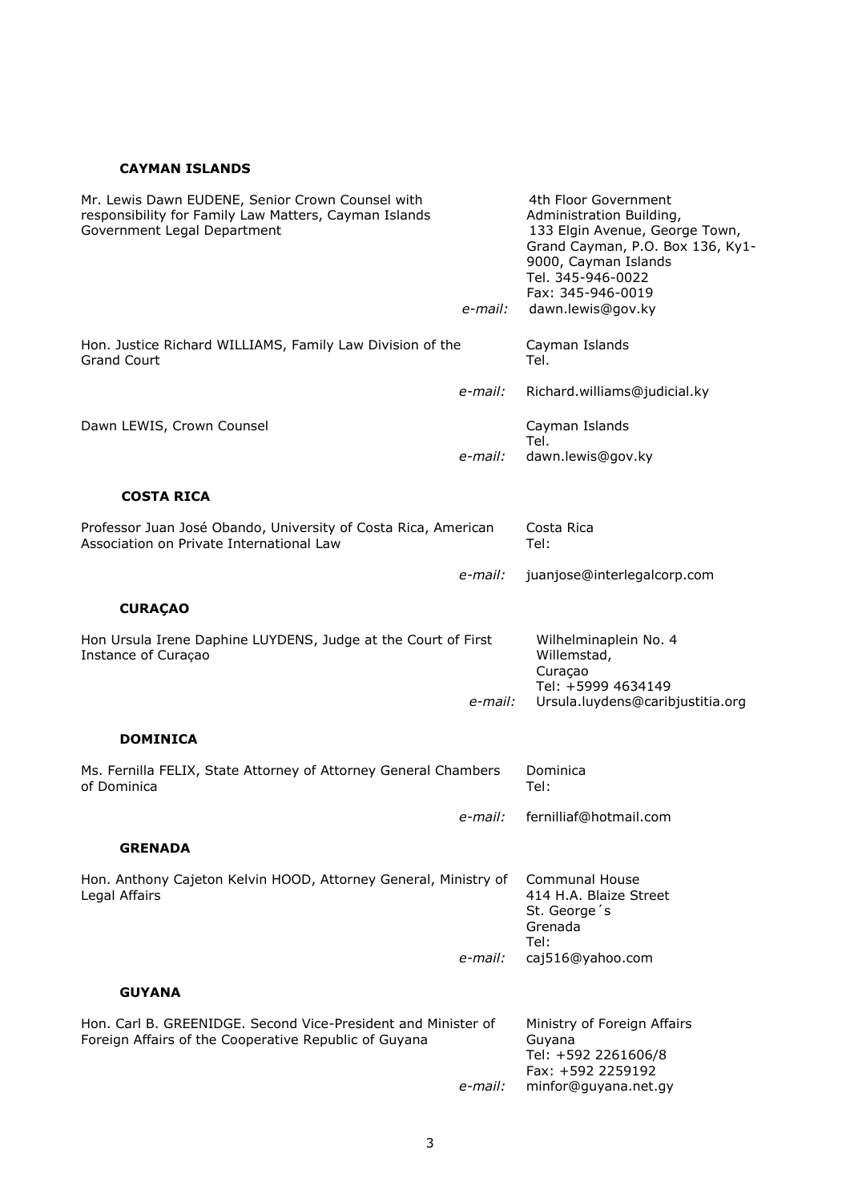**CAYMAN ISLANDS**

Mr. Lewis Dawn EUDENE, Senior Crown Counsel with responsibility for Family Law Matters, Cayman Islands Government Legal Department

4th Floor Government Administration Building,
133 Elgin Avenue, George Town,
Grand Cayman, P.O. Box 136, Ky1-9000, Cayman Islands
Tel. 345-946-0022
Fax: 345-946-0019
*e-mail:* dawn.lewis@gov.ky

Hon. Justice Richard WILLIAMS, Family Law Division of the Grand Court

Cayman Islands
Tel.
*e-mail:* Richard.williams@judicial.ky

Dawn LEWIS, Crown Counsel

Cayman Islands
Tel.
*e-mail:* dawn.lewis@gov.ky

**COSTA RICA**

Professor Juan José Obando, University of Costa Rica, American Association on Private International Law

Costa Rica
Tel:
*e-mail:* juanjose@interlegalcorp.com

**CURAÇAO**

Hon Ursula Irene Daphine LUYDENS, Judge at the Court of First Instance of Curaçao

Wilhelminaplein No. 4
Willemstad,
Curaçao
Tel: +5999 4634149
*e-mail:* Ursula.luydens@caribjustitia.org

**DOMINICA**

Ms. Fernilla FELIX, State Attorney of Attorney General Chambers of Dominica

Dominica
Tel:
*e-mail:* fernilliaf@hotmail.com

**GRENADA**

Hon. Anthony Cajeton Kelvin HOOD, Attorney General, Ministry of Legal Affairs

Communal House
414 H.A. Blaize Street
St. George´s
Grenada
Tel:
*e-mail:* caj516@yahoo.com

**GUYANA**

Hon. Carl B. GREENIDGE. Second Vice-President and Minister of Foreign Affairs of the Cooperative Republic of Guyana

Ministry of Foreign Affairs
Guyana
Tel: +592 2261606/8
Fax: +592 2259192
*e-mail:* minfor@guyana.net.gy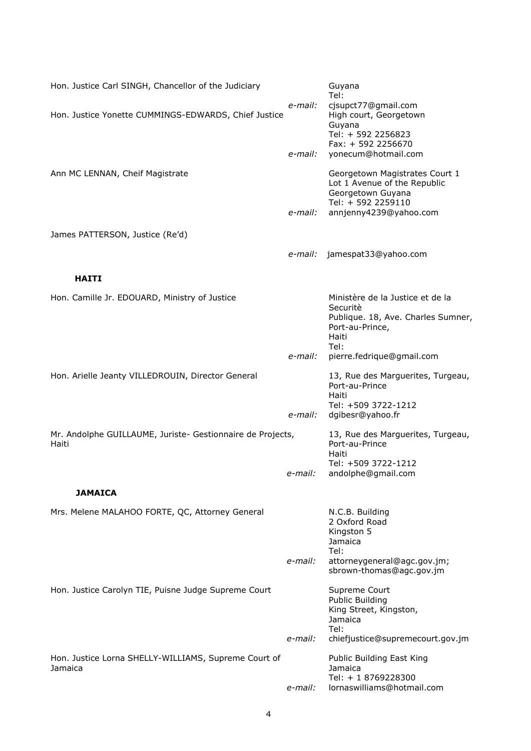Hon. Justice Carl SINGH, Chancellor of the Judiciary
Guyana
Tel:
*e-mail:* cjsupct77@gmail.com

Hon. Justice Yonette CUMMINGS-EDWARDS, Chief Justice
High court, Georgetown
Guyana
Tel: + 592 2256823
Fax: + 592 2256670
*e-mail:* yonecum@hotmail.com

Ann MC LENNAN, Cheif Magistrate
Georgetown Magistrates Court 1
Lot 1 Avenue of the Republic
Georgetown Guyana
Tel: + 592 2259110
*e-mail:* annjenny4239@yahoo.com

James PATTERSON, Justice (Re'd)
*e-mail:* jamespat33@yahoo.com

**HAITI**

Hon. Camille Jr. EDOUARD, Ministry of Justice
Ministère de la Justice et de la Securitè
Publique. 18, Ave. Charles Sumner,
Port-au-Prince,
Haiti
Tel:
*e-mail:* pierre.fedrique@gmail.com

Hon. Arielle Jeanty VILLEDROUIN, Director General
13, Rue des Marguerites, Turgeau,
Port-au-Prince
Haiti
Tel: +509 3722-1212
*e-mail:* dgibesr@yahoo.fr

Mr. Andolphe GUILLAUME, Juriste- Gestionnaire de Projects, Haiti
13, Rue des Marguerites, Turgeau,
Port-au-Prince
Haiti
Tel: +509 3722-1212
*e-mail:* andolphe@gmail.com

**JAMAICA**

Mrs. Melene MALAHOO FORTE, QC, Attorney General
N.C.B. Building
2 Oxford Road
Kingston 5
Jamaica
Tel:
*e-mail:* attorneygeneral@agc.gov.jm; sbrown-thomas@agc.gov.jm

Hon. Justice Carolyn TIE, Puisne Judge Supreme Court
Supreme Court
Public Building
King Street, Kingston,
Jamaica
Tel:
*e-mail:* chiefjustice@supremecourt.gov.jm

Hon. Justice Lorna SHELLY-WILLIAMS, Supreme Court of Jamaica
Public Building East King
Jamaica
Tel: + 1 8769228300
*e-mail:* lornaswilliams@hotmail.com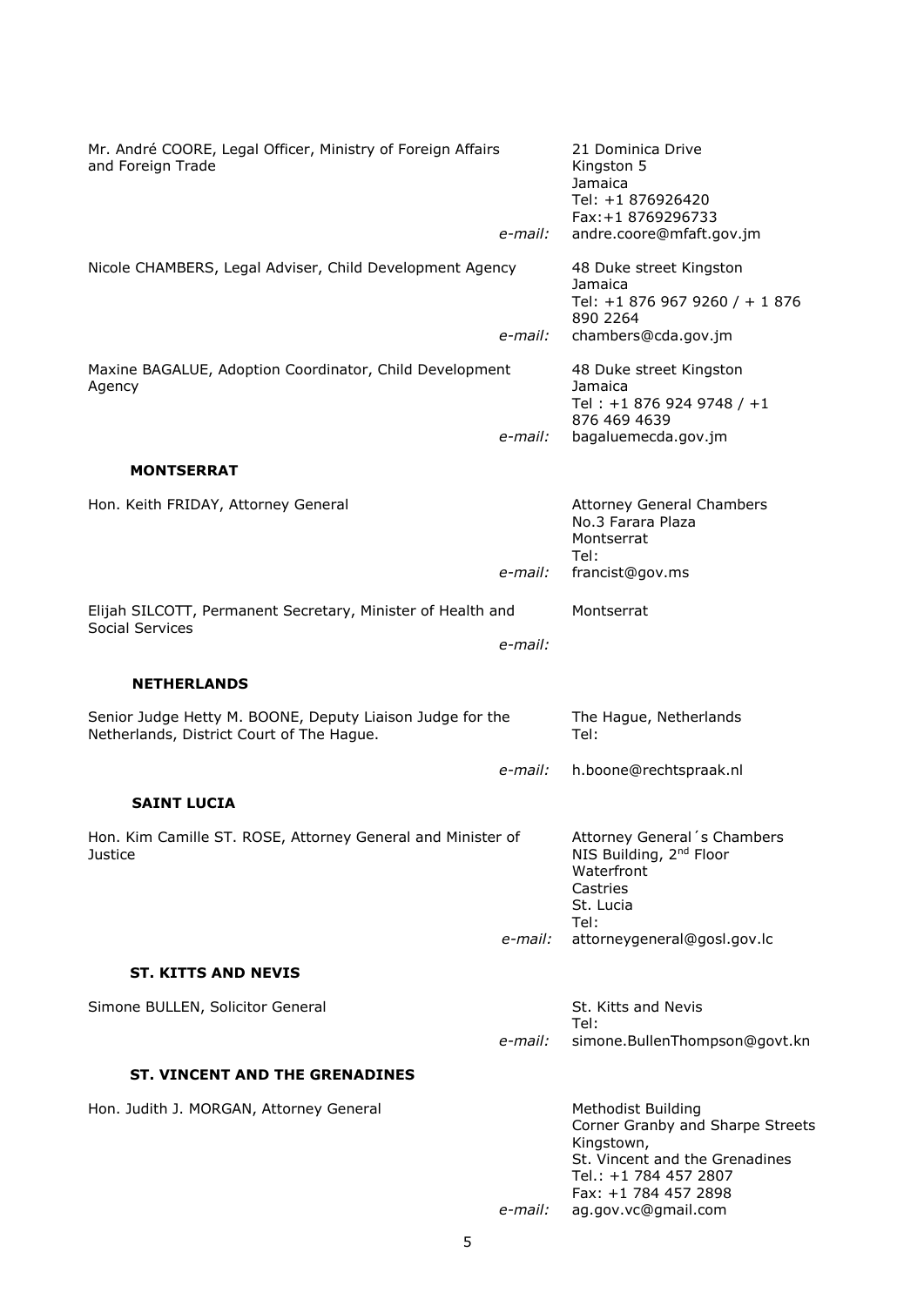Mr. André COORE, Legal Officer, Ministry of Foreign Affairs and Foreign Trade

21 Dominica Drive
Kingston 5
Jamaica
Tel: +1 876926420
Fax:+1 8769296733
*e-mail:* andre.coore@mfaft.gov.jm

Nicole CHAMBERS, Legal Adviser, Child Development Agency

48 Duke street Kingston
Jamaica
Tel: +1 876 967 9260 / + 1 876 890 2264
*e-mail:* chambers@cda.gov.jm

Maxine BAGALUE, Adoption Coordinator, Child Development Agency

48 Duke street Kingston
Jamaica
Tel : +1 876 924 9748 / +1 876 469 4639
*e-mail:* bagaluemecda.gov.jm

**MONTSERRAT**

Hon. Keith FRIDAY, Attorney General

Attorney General Chambers
No.3 Farara Plaza
Montserrat
Tel:
*e-mail:* francist@gov.ms

Elijah SILCOTT, Permanent Secretary, Minister of Health and Social Services

Montserrat
*e-mail:*

**NETHERLANDS**

Senior Judge Hetty M. BOONE, Deputy Liaison Judge for the Netherlands, District Court of The Hague.

The Hague, Netherlands
Tel:
*e-mail:* h.boone@rechtspraak.nl

**SAINT LUCIA**

Hon. Kim Camille ST. ROSE, Attorney General and Minister of Justice

Attorney General´s Chambers
NIS Building, 2nd Floor
Waterfront
Castries
St. Lucia
Tel:
*e-mail:* attorneygeneral@gosl.gov.lc

**ST. KITTS AND NEVIS**

Simone BULLEN, Solicitor General

St. Kitts and Nevis
Tel:
*e-mail:* simone.BullenThompson@govt.kn

**ST. VINCENT AND THE GRENADINES**

Hon. Judith J. MORGAN, Attorney General

Methodist Building
Corner Granby and Sharpe Streets
Kingstown,
St. Vincent and the Grenadines
Tel.: +1 784 457 2807
Fax: +1 784 457 2898
*e-mail:* ag.gov.vc@gmail.com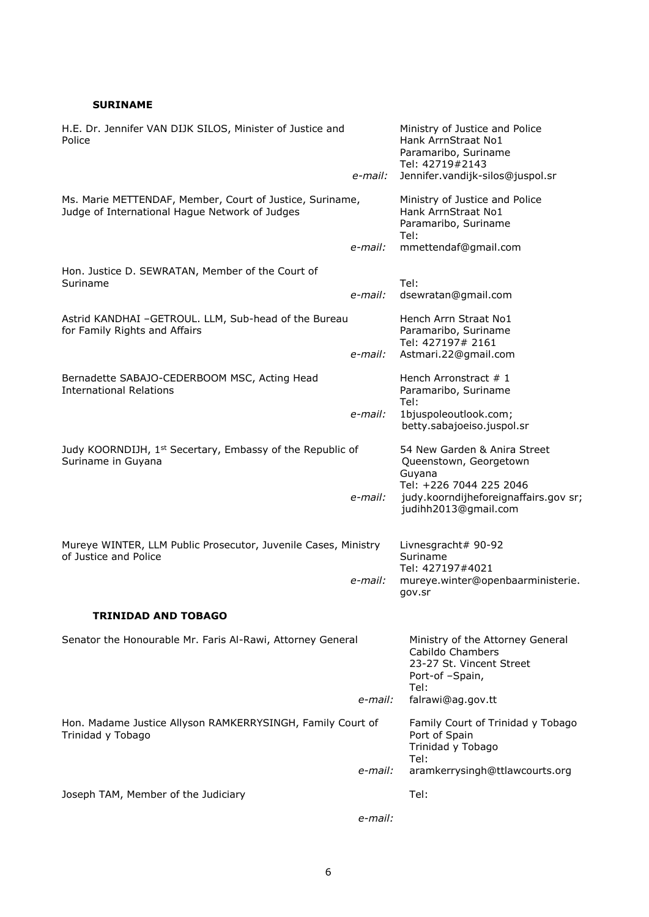### SURINAME

H.E. Dr. Jennifer VAN DIJK SILOS, Minister of Justice and Police

Ministry of Justice and Police
Hank ArrnStraat No1
Paramaribo, Suriname
Tel: 42719#2143
*e-mail:* Jennifer.vandijk-silos@juspol.sr

Ms. Marie METTENDAF, Member, Court of Justice, Suriname, Judge of International Hague Network of Judges

Ministry of Justice and Police
Hank ArrnStraat No1
Paramaribo, Suriname
Tel:
*e-mail:* mmettendaf@gmail.com

Hon. Justice D. SEWRATAN, Member of the Court of Suriname

Tel:
*e-mail:* dsewratan@gmail.com

Astrid KANDHAI –GETROUL. LLM, Sub-head of the Bureau for Family Rights and Affairs

Hench Arrn Straat No1
Paramaribo, Suriname
Tel: 427197# 2161
*e-mail:* Astmari.22@gmail.com

Bernadette SABAJO-CEDERBOOM MSC, Acting Head International Relations

Hench Arronstract # 1
Paramaribo, Suriname
Tel:
*e-mail:* 1bjuspoleoutlook.com; betty.sabajoeiso.juspol.sr

Judy KOORNDIJH, 1st Secertary, Embassy of the Republic of Suriname in Guyana

54 New Garden & Anira Street
Queenstown, Georgetown
Guyana
Tel: +226 7044 225 2046
*e-mail:* judy.koorndijheforeignaffairs.gov sr; judihh2013@gmail.com

Mureye WINTER, LLM Public Prosecutor, Juvenile Cases, Ministry of Justice and Police

Livnesgracht# 90-92
Suriname
Tel: 427197#4021
*e-mail:* mureye.winter@openbaarministerie.gov.sr

### TRINIDAD AND TOBAGO

Senator the Honourable Mr. Faris Al-Rawi, Attorney General

Ministry of the Attorney General
Cabildo Chambers
23-27 St. Vincent Street
Port-of –Spain,
Tel:
*e-mail:* falrawi@ag.gov.tt

Hon. Madame Justice Allyson RAMKERRYSINGH, Family Court of Trinidad y Tobago

Family Court of Trinidad y Tobago
Port of Spain
Trinidad y Tobago
Tel:
*e-mail:* aramkerrysingh@ttlawcourts.org

Joseph TAM, Member of the Judiciary

Tel:
*e-mail:*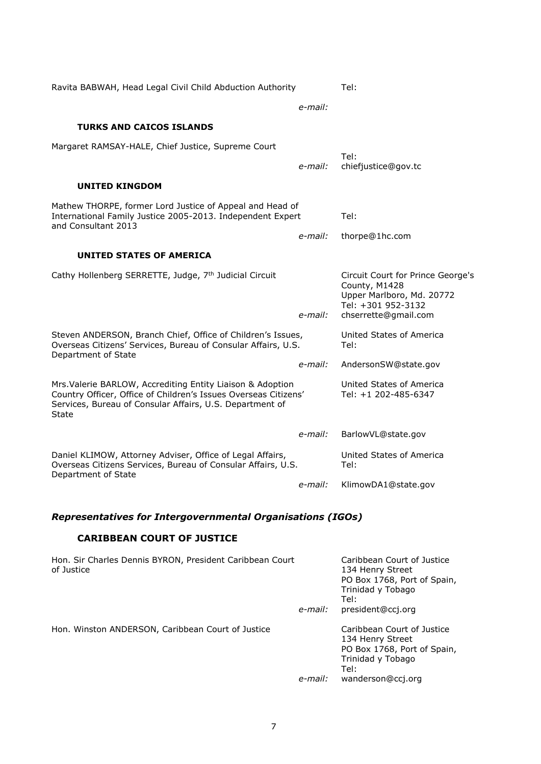Ravita BABWAH, Head Legal Civil Child Abduction Authority

Tel:

*e-mail:*

### TURKS AND CAICOS ISLANDS

Margaret RAMSAY-HALE, Chief Justice, Supreme Court

Tel:

*e-mail:* chiefjustice@gov.tc

### UNITED KINGDOM

Mathew THORPE, former Lord Justice of Appeal and Head of International Family Justice 2005-2013. Independent Expert and Consultant 2013

Tel:

*e-mail:* thorpe@1hc.com

### UNITED STATES OF AMERICA

Cathy Hollenberg SERRETTE, Judge, 7th Judicial Circuit

Circuit Court for Prince George's County, M1428
Upper Marlboro, Md. 20772
Tel: +301 952-3132

*e-mail:* chserrette@gmail.com

Steven ANDERSON, Branch Chief, Office of Children's Issues, Overseas Citizens' Services, Bureau of Consular Affairs, U.S. Department of State

United States of America
Tel:

*e-mail:* AndersonSW@state.gov

Mrs.Valerie BARLOW, Accrediting Entity Liaison & Adoption Country Officer, Office of Children's Issues Overseas Citizens' Services, Bureau of Consular Affairs, U.S. Department of State

United States of America
Tel: +1 202-485-6347

*e-mail:* BarlowVL@state.gov

Daniel KLIMOW, Attorney Adviser, Office of Legal Affairs, Overseas Citizens Services, Bureau of Consular Affairs, U.S. Department of State

United States of America
Tel:

*e-mail:* KlimowDA1@state.gov

## *Representatives for Intergovernmental Organisations (IGOs)*

### CARIBBEAN COURT OF JUSTICE

Hon. Sir Charles Dennis BYRON, President Caribbean Court of Justice

Caribbean Court of Justice
134 Henry Street
PO Box 1768, Port of Spain,
Trinidad y Tobago
Tel:

*e-mail:* president@ccj.org

Hon. Winston ANDERSON, Caribbean Court of Justice

Caribbean Court of Justice
134 Henry Street
PO Box 1768, Port of Spain,
Trinidad y Tobago
Tel:

*e-mail:* wanderson@ccj.org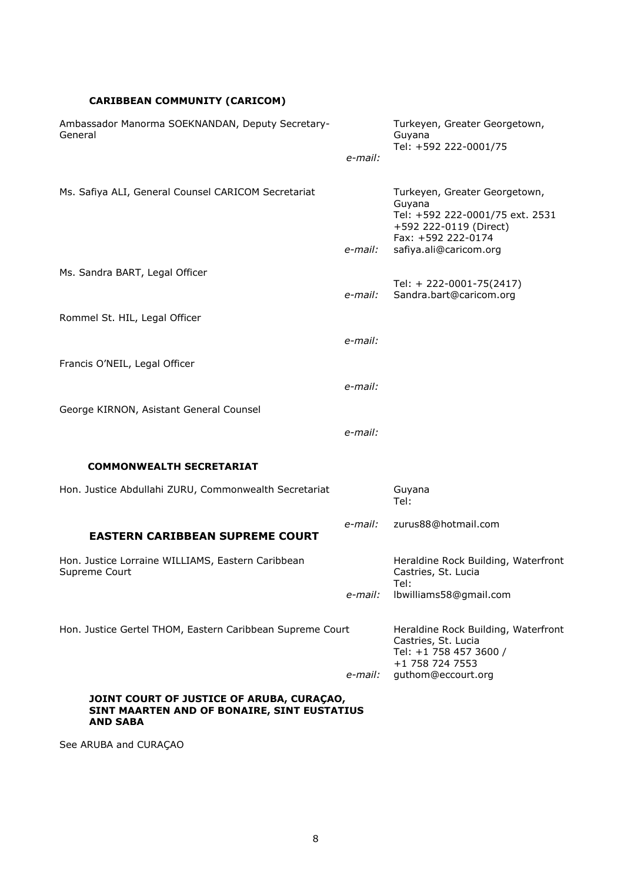### CARIBBEAN COMMUNITY (CARICOM)

| | | |
|---|---|---|
| Ambassador Manorma SOEKNANDAN, Deputy Secretary-General | *e-mail:* | Turkeyen, Greater Georgetown, Guyana<br>Tel: +592 222-0001/75 |
| Ms. Safiya ALI, General Counsel CARICOM Secretariat | *e-mail:* | Turkeyen, Greater Georgetown, Guyana<br>Tel: +592 222-0001/75 ext. 2531<br>+592 222-0119 (Direct)<br>Fax: +592 222-0174<br>safiya.ali@caricom.org |
| Ms. Sandra BART, Legal Officer | *e-mail:* | Tel: + 222-0001-75(2417)<br>Sandra.bart@caricom.org |
| Rommel St. HIL, Legal Officer | *e-mail:* | |
| Francis O'NEIL, Legal Officer | *e-mail:* | |
| George KIRNON, Asistant General Counsel | *e-mail:* | |

### COMMONWEALTH SECRETARIAT

| | | |
|---|---|---|
| Hon. Justice Abdullahi ZURU, Commonwealth Secretariat | *e-mail:* | Guyana<br>Tel:<br>zurus88@hotmail.com |

### EASTERN CARIBBEAN SUPREME COURT

| | | |
|---|---|---|
| Hon. Justice Lorraine WILLIAMS, Eastern Caribbean Supreme Court | *e-mail:* | Heraldine Rock Building, Waterfront<br>Castries, St. Lucia<br>Tel:<br>lbwilliams58@gmail.com |
| Hon. Justice Gertel THOM, Eastern Caribbean Supreme Court | *e-mail:* | Heraldine Rock Building, Waterfront<br>Castries, St. Lucia<br>Tel: +1 758 457 3600 /<br>+1 758 724 7553<br>guthom@eccourt.org |

### JOINT COURT OF JUSTICE OF ARUBA, CURAÇAO, SINT MAARTEN AND OF BONAIRE, SINT EUSTATIUS AND SABA

See ARUBA and CURAÇAO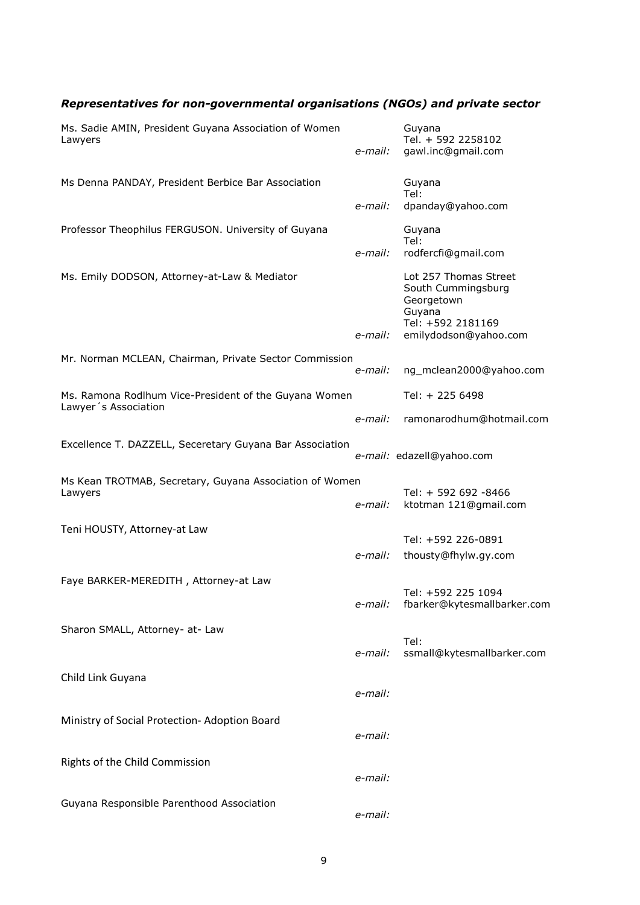### *Representatives for non-governmental organisations (NGOs) and private sector*

| | | |
|---|---|---|
| Ms. Sadie AMIN, President Guyana Association of Women Lawyers | *e-mail:* | Guyana<br>Tel. + 592 2258102<br>gawl.inc@gmail.com |
| Ms Denna PANDAY, President Berbice Bar Association | *e-mail:* | Guyana<br>Tel:<br>dpanday@yahoo.com |
| Professor Theophilus FERGUSON. University of Guyana | *e-mail:* | Guyana<br>Tel:<br>rodfercfi@gmail.com |
| Ms. Emily DODSON, Attorney-at-Law & Mediator | *e-mail:* | Lot 257 Thomas Street<br>South Cummingsburg<br>Georgetown<br>Guyana<br>Tel: +592 2181169<br>emilydodson@yahoo.com |
| Mr. Norman MCLEAN, Chairman, Private Sector Commission | *e-mail:* | ng_mclean2000@yahoo.com |
| Ms. Ramona Rodlhum Vice-President of the Guyana Women Lawyer´s Association | *e-mail:* | Tel: + 225 6498<br>ramonarodhum@hotmail.com |
| Excellence T. DAZZELL, Seceretary Guyana Bar Association | *e-mail:* | edazell@yahoo.com |
| Ms Kean TROTMAB, Secretary, Guyana Association of Women Lawyers | *e-mail:* | Tel: + 592 692 -8466<br>ktotman 121@gmail.com |
| Teni HOUSTY, Attorney-at Law | *e-mail:* | Tel: +592 226-0891<br>thousty@fhylw.gy.com |
| Faye BARKER-MEREDITH , Attorney-at Law | *e-mail:* | Tel: +592 225 1094<br>fbarker@kytesmallbarker.com |
| Sharon SMALL, Attorney- at- Law | *e-mail:* | Tel:<br>ssmall@kytesmallbarker.com |
| Child Link Guyana | *e-mail:* | |
| Ministry of Social Protection- Adoption Board | *e-mail:* | |
| Rights of the Child Commission | *e-mail:* | |
| Guyana Responsible Parenthood Association | *e-mail:* | |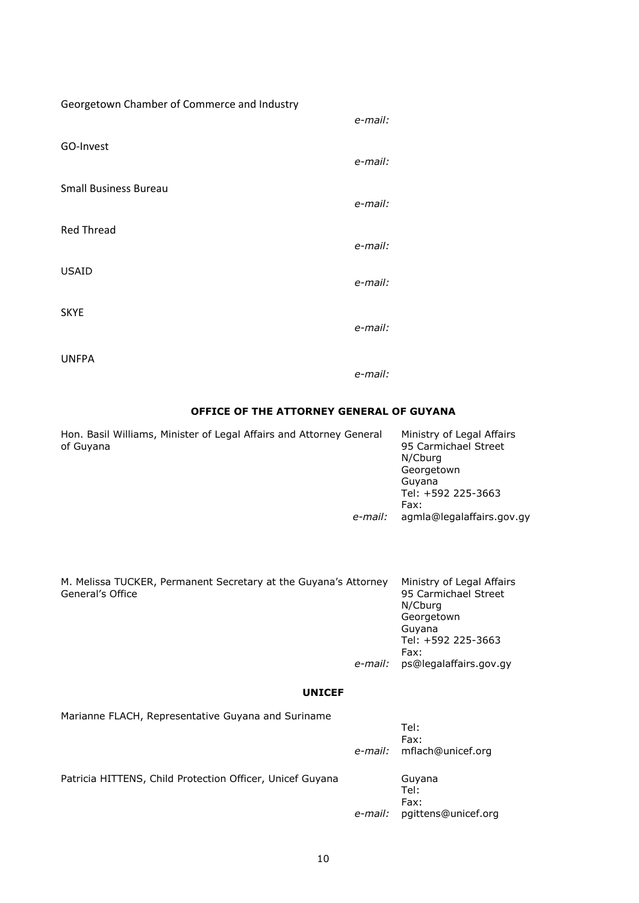Georgetown Chamber of Commerce and Industry

*e-mail:*

GO-Invest

*e-mail:*

Small Business Bureau

*e-mail:*

Red Thread

*e-mail:*

USAID

*e-mail:*

SKYE

*e-mail:*

UNFPA

*e-mail:*

## OFFICE OF THE ATTORNEY GENERAL OF GUYANA

Hon. Basil Williams, Minister of Legal Affairs and Attorney General of Guyana

Ministry of Legal Affairs
95 Carmichael Street
N/Cburg
Georgetown
Guyana
Tel: +592 225-3663
Fax:
*e-mail:* agmla@legalaffairs.gov.gy

M. Melissa TUCKER, Permanent Secretary at the Guyana's Attorney General's Office

Ministry of Legal Affairs
95 Carmichael Street
N/Cburg
Georgetown
Guyana
Tel: +592 225-3663
Fax:
*e-mail:* ps@legalaffairs.gov.gy

## UNICEF

Marianne FLACH, Representative Guyana and Suriname

Tel:
Fax:
*e-mail:* mflach@unicef.org

Patricia HITTENS, Child Protection Officer, Unicef Guyana

Guyana
Tel:
Fax:
*e-mail:* pgittens@unicef.org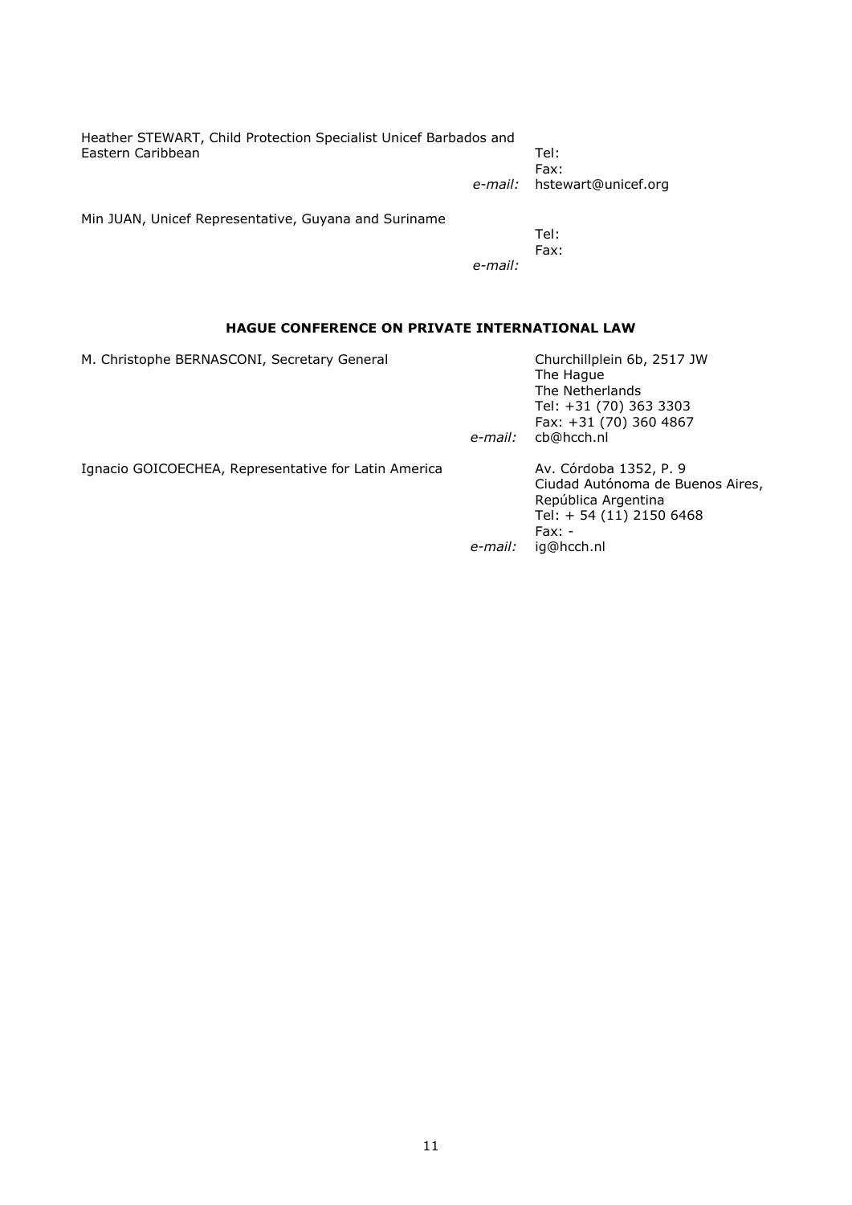Heather STEWART, Child Protection Specialist Unicef Barbados and Eastern Caribbean

Tel:
Fax:
*e-mail:* hstewart@unicef.org

Min JUAN, Unicef Representative, Guyana and Suriname

Tel:
Fax:
*e-mail:*

## HAGUE CONFERENCE ON PRIVATE INTERNATIONAL LAW

M. Christophe BERNASCONI, Secretary General

Churchillplein 6b, 2517 JW
The Hague
The Netherlands
Tel: +31 (70) 363 3303
Fax: +31 (70) 360 4867
*e-mail:* cb@hcch.nl

Ignacio GOICOECHEA, Representative for Latin America

Av. Córdoba 1352, P. 9
Ciudad Autónoma de Buenos Aires,
República Argentina
Tel: + 54 (11) 2150 6468
Fax: -
*e-mail:* ig@hcch.nl